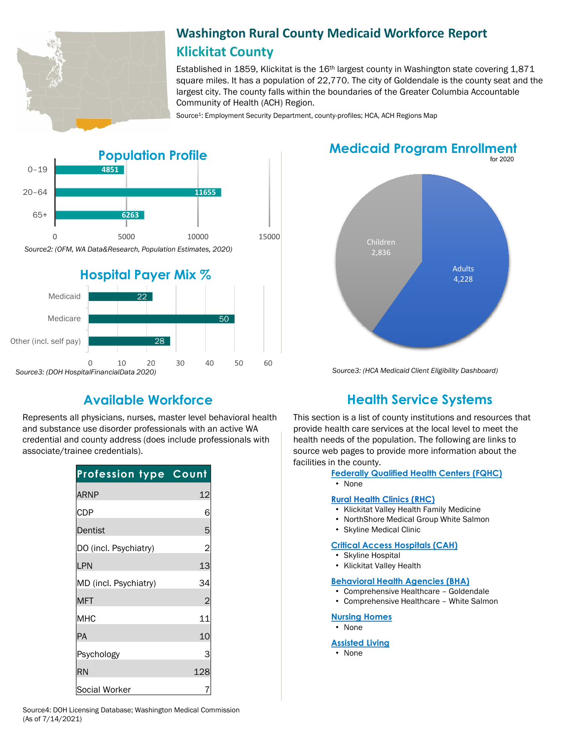# Washington Rural County Medicaid Workforce Report

## Klickitat County

Established in 1859, Klickitat is the 16th largest county in Washington state covering 1,871 square miles. It has a population of 22,770. The city of Goldendale is the county seat and the largest city. The county falls within the boundaries of the Greater Columbia Accountable Community of Health (ACH) Region.

Source[1]: Employment Security Department, county-profiles; HCA, ACH Regions Map

## Population Profile

| Age | Population |
|---|---|
| 0-19 | 4851 |
| 20-64 | 11655 |
| 65+ | 6263 |

*Source2: (OFM, WA Data&Research, Population Estimates, 2020)*

## Hospital Payer Mix %

| Payer | % |
|---|---|
| Medicaid | 22 |
| Medicare | 50 |
| Other (incl. self pay) | 28 |

*Source3: (DOH HospitalFinancialData 2020)*

## Medicaid Program Enrollment

for 2020

| Group | Enrollment |
|---|---|
| Children | 2,836 |
| Adults | 4,228 |

*Source3: (HCA Medicaid Client Eligibility Dashboard)*

## Available Workforce

Represents all physicians, nurses, master level behavioral health and substance use disorder professionals with an active WA credential and county address (does include professionals with associate/trainee credentials).

| Profession type | Count |
|---|---|
| ARNP | 12 |
| CDP | 6 |
| Dentist | 5 |
| DO (incl. Psychiatry) | 2 |
| LPN | 13 |
| MD (incl. Psychiatry) | 34 |
| MFT | 2 |
| MHC | 11 |
| PA | 10 |
| Psychology | 3 |
| RN | 128 |
| Social Worker | 7 |

Source4: DOH Licensing Database; Washington Medical Commission (As of 7/14/2021)

## Health Service Systems

This section is a list of county institutions and resources that provide health care services at the local level to meet the health needs of the population. The following are links to source web pages to provide more information about the facilities in the county.

**Federally Qualified Health Centers (FQHC)**
- None

**Rural Health Clinics (RHC)**
- Klickitat Valley Health Family Medicine
- NorthShore Medical Group White Salmon
- Skyline Medical Clinic

**Critical Access Hospitals (CAH)**
- Skyline Hospital
- Klickitat Valley Health

**Behavioral Health Agencies (BHA)**
- Comprehensive Healthcare – Goldendale
- Comprehensive Healthcare – White Salmon

**Nursing Homes**
- None

**Assisted Living**
- None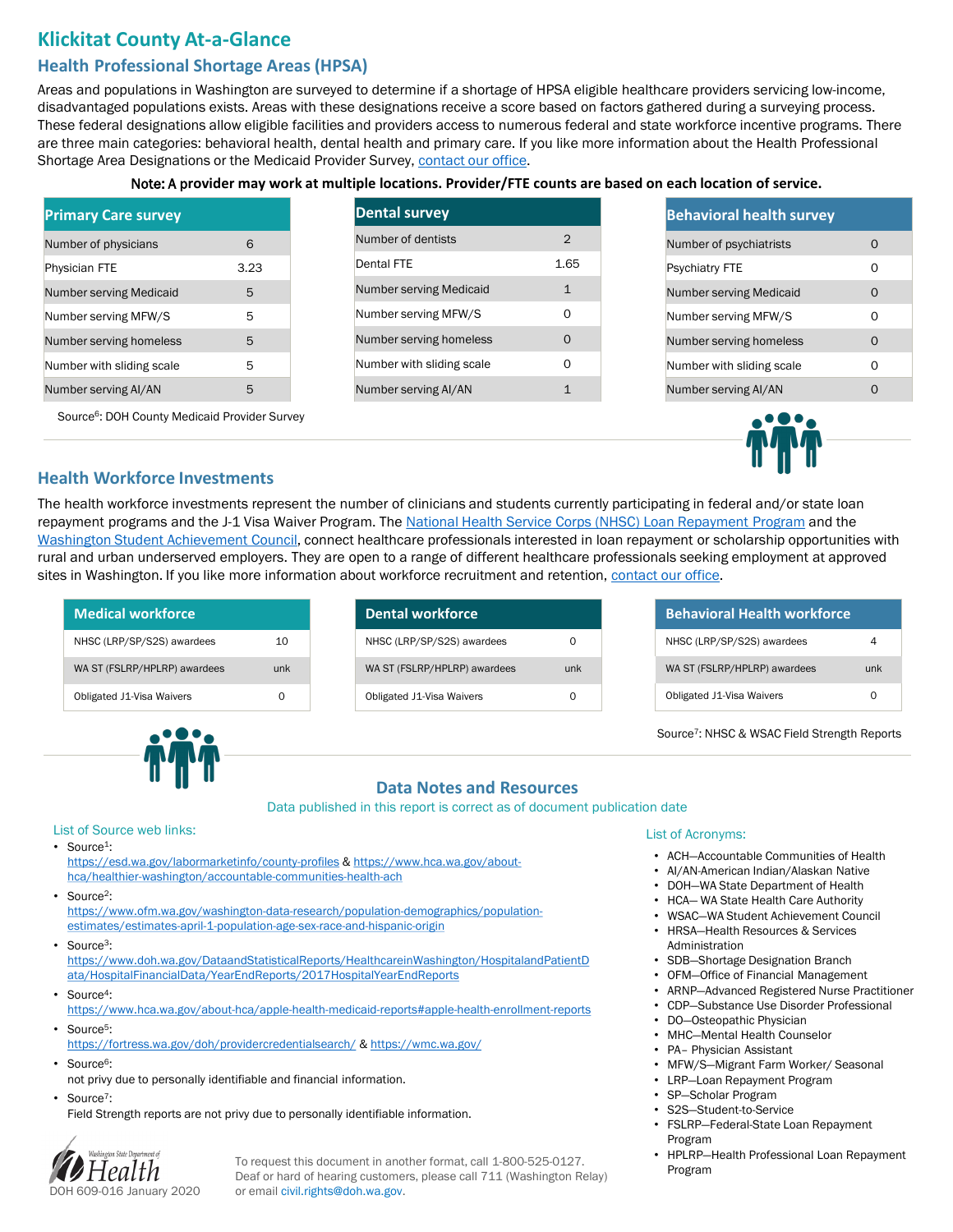# Klickitat County At-a-Glance

## Health Professional Shortage Areas (HPSA)

Areas and populations in Washington are surveyed to determine if a shortage of HPSA eligible healthcare providers servicing low-income, disadvantaged populations exists. Areas with these designations receive a score based on factors gathered during a surveying process. These federal designations allow eligible facilities and providers access to numerous federal and state workforce incentive programs. There are three main categories: behavioral health, dental health and primary care. If you like more information about the Health Professional Shortage Area Designations or the Medicaid Provider Survey, contact our office.

**Note: A provider may work at multiple locations. Provider/FTE counts are based on each location of service.**

| Primary Care survey | |
|---|---|
| Number of physicians | 6 |
| Physician FTE | 3.23 |
| Number serving Medicaid | 5 |
| Number serving MFW/S | 5 |
| Number serving homeless | 5 |
| Number with sliding scale | 5 |
| Number serving AI/AN | 5 |

| Dental survey | |
|---|---|
| Number of dentists | 2 |
| Dental FTE | 1.65 |
| Number serving Medicaid | 1 |
| Number serving MFW/S | 0 |
| Number serving homeless | 0 |
| Number with sliding scale | 0 |
| Number serving AI/AN | 1 |

| Behavioral health survey | |
|---|---|
| Number of psychiatrists | 0 |
| Psychiatry FTE | 0 |
| Number serving Medicaid | 0 |
| Number serving MFW/S | 0 |
| Number serving homeless | 0 |
| Number with sliding scale | 0 |
| Number serving AI/AN | 0 |

Source[6]: DOH County Medicaid Provider Survey

## Health Workforce Investments

The health workforce investments represent the number of clinicians and students currently participating in federal and/or state loan repayment programs and the J-1 Visa Waiver Program. The National Health Service Corps (NHSC) Loan Repayment Program and the Washington Student Achievement Council, connect healthcare professionals interested in loan repayment or scholarship opportunities with rural and urban underserved employers. They are open to a range of different healthcare professionals seeking employment at approved sites in Washington. If you like more information about workforce recruitment and retention, contact our office.

| Medical workforce | |
|---|---|
| NHSC (LRP/SP/S2S) awardees | 10 |
| WA ST (FSLRP/HPLRP) awardees | unk |
| Obligated J1-Visa Waivers | 0 |

| Dental workforce | |
|---|---|
| NHSC (LRP/SP/S2S) awardees | 0 |
| WA ST (FSLRP/HPLRP) awardees | unk |
| Obligated J1-Visa Waivers | 0 |

| Behavioral Health workforce | |
|---|---|
| NHSC (LRP/SP/S2S) awardees | 4 |
| WA ST (FSLRP/HPLRP) awardees | unk |
| Obligated J1-Visa Waivers | 0 |

Source[7]: NHSC & WSAC Field Strength Reports

## Data Notes and Resources

Data published in this report is correct as of document publication date

### List of Source web links:

- Source[1]: https://esd.wa.gov/labormarketinfo/county-profiles & https://www.hca.wa.gov/about-hca/healthier-washington/accountable-communities-health-ach
- Source[2]: https://www.ofm.wa.gov/washington-data-research/population-demographics/population-estimates/estimates-april-1-population-age-sex-race-and-hispanic-origin
- Source[3]: https://www.doh.wa.gov/DataandStatisticalReports/HealthcareinWashington/HospitalandPatientData/HospitalFinancialData/YearEndReports/2017HospitalYearEndReports
- Source[4]: https://www.hca.wa.gov/about-hca/apple-health-medicaid-reports#apple-health-enrollment-reports
- Source[5]: https://fortress.wa.gov/doh/providercredentialsearch/ & https://wmc.wa.gov/
- Source[6]: not privy due to personally identifiable and financial information.
- Source[7]: Field Strength reports are not privy due to personally identifiable information.

### List of Acronyms:

- ACH—Accountable Communities of Health
- AI/AN-American Indian/Alaskan Native
- DOH—WA State Department of Health
- HCA— WA State Health Care Authority
- WSAC—WA Student Achievement Council
- HRSA—Health Resources & Services Administration
- SDB—Shortage Designation Branch
- OFM—Office of Financial Management
- ARNP—Advanced Registered Nurse Practitioner
- CDP—Substance Use Disorder Professional
- DO—Osteopathic Physician
- MHC—Mental Health Counselor
- PA– Physician Assistant
- MFW/S—Migrant Farm Worker/ Seasonal
- LRP—Loan Repayment Program
- SP—Scholar Program
- S2S—Student-to-Service
- FSLRP—Federal-State Loan Repayment Program
- HPLRP—Health Professional Loan Repayment Program

Washington State Department of Health

DOH 609-016 January 2020

To request this document in another format, call 1-800-525-0127. Deaf or hard of hearing customers, please call 711 (Washington Relay) or email civil.rights@doh.wa.gov.